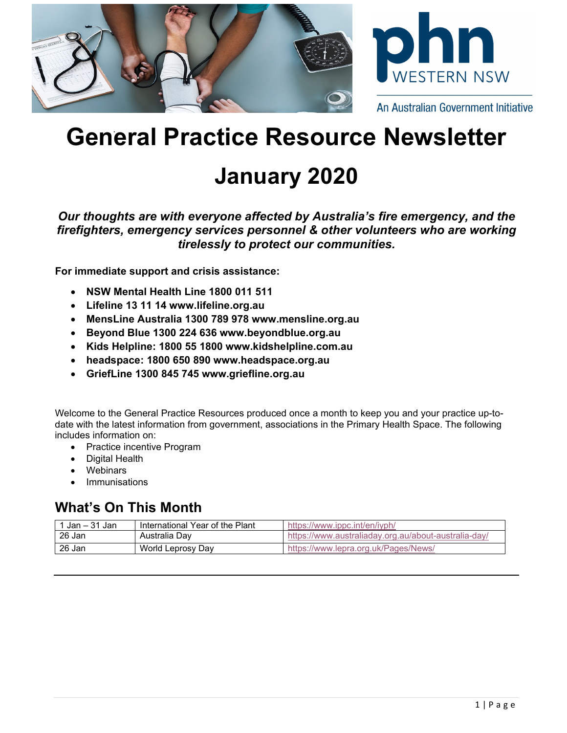phn WESTERN NSW

An Australian Government Initiative

# General Practice Resource Newsletter

# January 2020

***Our thoughts are with everyone affected by Australia's fire emergency, and the firefighters, emergency services personnel & other volunteers who are working tirelessly to protect our communities.***

**For immediate support and crisis assistance:**

- **NSW Mental Health Line 1800 011 511**
- **Lifeline 13 11 14 www.lifeline.org.au**
- **MensLine Australia 1300 789 978 www.mensline.org.au**
- **Beyond Blue 1300 224 636 www.beyondblue.org.au**
- **Kids Helpline: 1800 55 1800 www.kidshelpline.com.au**
- **headspace: 1800 650 890 www.headspace.org.au**
- **GriefLine 1300 845 745 www.griefline.org.au**

Welcome to the General Practice Resources produced once a month to keep you and your practice up-to-date with the latest information from government, associations in the Primary Health Space. The following includes information on:

- Practice incentive Program
- Digital Health
- Webinars
- Immunisations

## What's On This Month

| | | |
|---|---|---|
| 1 Jan – 31 Jan | International Year of the Plant | https://www.ippc.int/en/iyph/ |
| 26 Jan | Australia Day | https://www.australiaday.org.au/about-australia-day/ |
| 26 Jan | World Leprosy Day | https://www.lepra.org.uk/Pages/News/ |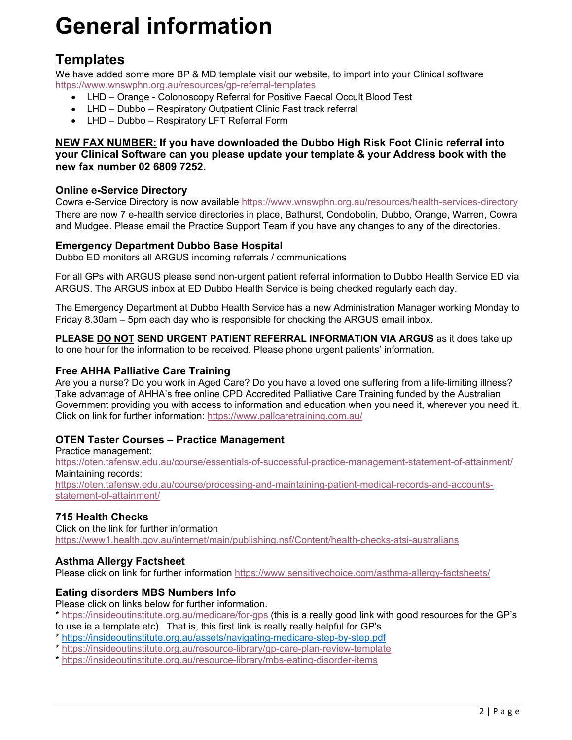# General information

## Templates

We have added some more BP & MD template visit our website, to import into your Clinical software https://www.wnswphn.org.au/resources/gp-referral-templates

- LHD – Orange - Colonoscopy Referral for Positive Faecal Occult Blood Test
- LHD – Dubbo – Respiratory Outpatient Clinic Fast track referral
- LHD – Dubbo – Respiratory LFT Referral Form

**NEW FAX NUMBER: If you have downloaded the Dubbo High Risk Foot Clinic referral into your Clinical Software can you please update your template & your Address book with the new fax number 02 6809 7252.**

### Online e-Service Directory

Cowra e-Service Directory is now available https://www.wnswphn.org.au/resources/health-services-directory
There are now 7 e-health service directories in place, Bathurst, Condobolin, Dubbo, Orange, Warren, Cowra and Mudgee. Please email the Practice Support Team if you have any changes to any of the directories.

### Emergency Department Dubbo Base Hospital

Dubbo ED monitors all ARGUS incoming referrals / communications

For all GPs with ARGUS please send non-urgent patient referral information to Dubbo Health Service ED via ARGUS. The ARGUS inbox at ED Dubbo Health Service is being checked regularly each day.

The Emergency Department at Dubbo Health Service has a new Administration Manager working Monday to Friday 8.30am – 5pm each day who is responsible for checking the ARGUS email inbox.

**PLEASE DO NOT SEND URGENT PATIENT REFERRAL INFORMATION VIA ARGUS** as it does take up to one hour for the information to be received. Please phone urgent patients' information.

### Free AHHA Palliative Care Training

Are you a nurse? Do you work in Aged Care? Do you have a loved one suffering from a life-limiting illness? Take advantage of AHHA's free online CPD Accredited Palliative Care Training funded by the Australian Government providing you with access to information and education when you need it, wherever you need it. Click on link for further information: https://www.pallcaretraining.com.au/

### OTEN Taster Courses – Practice Management

Practice management:
https://oten.tafensw.edu.au/course/essentials-of-successful-practice-management-statement-of-attainment/
Maintaining records:
https://oten.tafensw.edu.au/course/processing-and-maintaining-patient-medical-records-and-accounts-statement-of-attainment/

### 715 Health Checks

Click on the link for further information
https://www1.health.gov.au/internet/main/publishing.nsf/Content/health-checks-atsi-australians

### Asthma Allergy Factsheet

Please click on link for further information https://www.sensitivechoice.com/asthma-allergy-factsheets/

### Eating disorders MBS Numbers Info

Please click on links below for further information.
* https://insideoutinstitute.org.au/medicare/for-gps (this is a really good link with good resources for the GP's to use ie a template etc). That is, this first link is really really helpful for GP's
* https://insideoutinstitute.org.au/assets/navigating-medicare-step-by-step.pdf
* https://insideoutinstitute.org.au/resource-library/gp-care-plan-review-template
* https://insideoutinstitute.org.au/resource-library/mbs-eating-disorder-items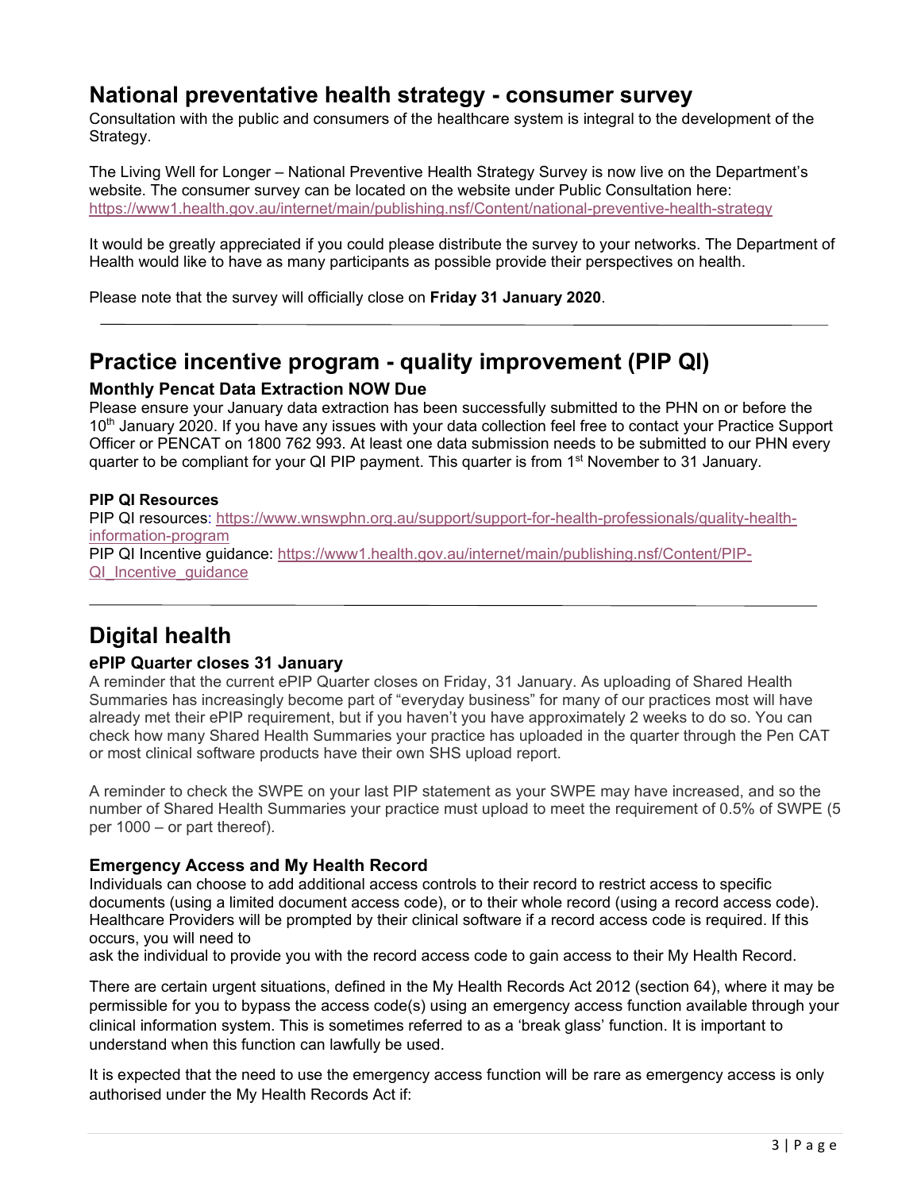## National preventative health strategy - consumer survey

Consultation with the public and consumers of the healthcare system is integral to the development of the Strategy.

The Living Well for Longer – National Preventive Health Strategy Survey is now live on the Department's website. The consumer survey can be located on the website under Public Consultation here: https://www1.health.gov.au/internet/main/publishing.nsf/Content/national-preventive-health-strategy

It would be greatly appreciated if you could please distribute the survey to your networks. The Department of Health would like to have as many participants as possible provide their perspectives on health.

Please note that the survey will officially close on **Friday 31 January 2020**.

---

## Practice incentive program - quality improvement (PIP QI)

### Monthly Pencat Data Extraction NOW Due

Please ensure your January data extraction has been successfully submitted to the PHN on or before the 10th January 2020. If you have any issues with your data collection feel free to contact your Practice Support Officer or PENCAT on 1800 762 993. At least one data submission needs to be submitted to our PHN every quarter to be compliant for your QI PIP payment. This quarter is from 1st November to 31 January.

#### PIP QI Resources

PIP QI resources: https://www.wnswphn.org.au/support/support-for-health-professionals/quality-health-information-program
PIP QI Incentive guidance: https://www1.health.gov.au/internet/main/publishing.nsf/Content/PIP-QI_Incentive_guidance

---

## Digital health

### ePIP Quarter closes 31 January

A reminder that the current ePIP Quarter closes on Friday, 31 January. As uploading of Shared Health Summaries has increasingly become part of "everyday business" for many of our practices most will have already met their ePIP requirement, but if you haven't you have approximately 2 weeks to do so. You can check how many Shared Health Summaries your practice has uploaded in the quarter through the Pen CAT or most clinical software products have their own SHS upload report.

A reminder to check the SWPE on your last PIP statement as your SWPE may have increased, and so the number of Shared Health Summaries your practice must upload to meet the requirement of 0.5% of SWPE (5 per 1000 – or part thereof).

### Emergency Access and My Health Record

Individuals can choose to add additional access controls to their record to restrict access to specific documents (using a limited document access code), or to their whole record (using a record access code). Healthcare Providers will be prompted by their clinical software if a record access code is required. If this occurs, you will need to ask the individual to provide you with the record access code to gain access to their My Health Record.

There are certain urgent situations, defined in the My Health Records Act 2012 (section 64), where it may be permissible for you to bypass the access code(s) using an emergency access function available through your clinical information system. This is sometimes referred to as a 'break glass' function. It is important to understand when this function can lawfully be used.

It is expected that the need to use the emergency access function will be rare as emergency access is only authorised under the My Health Records Act if: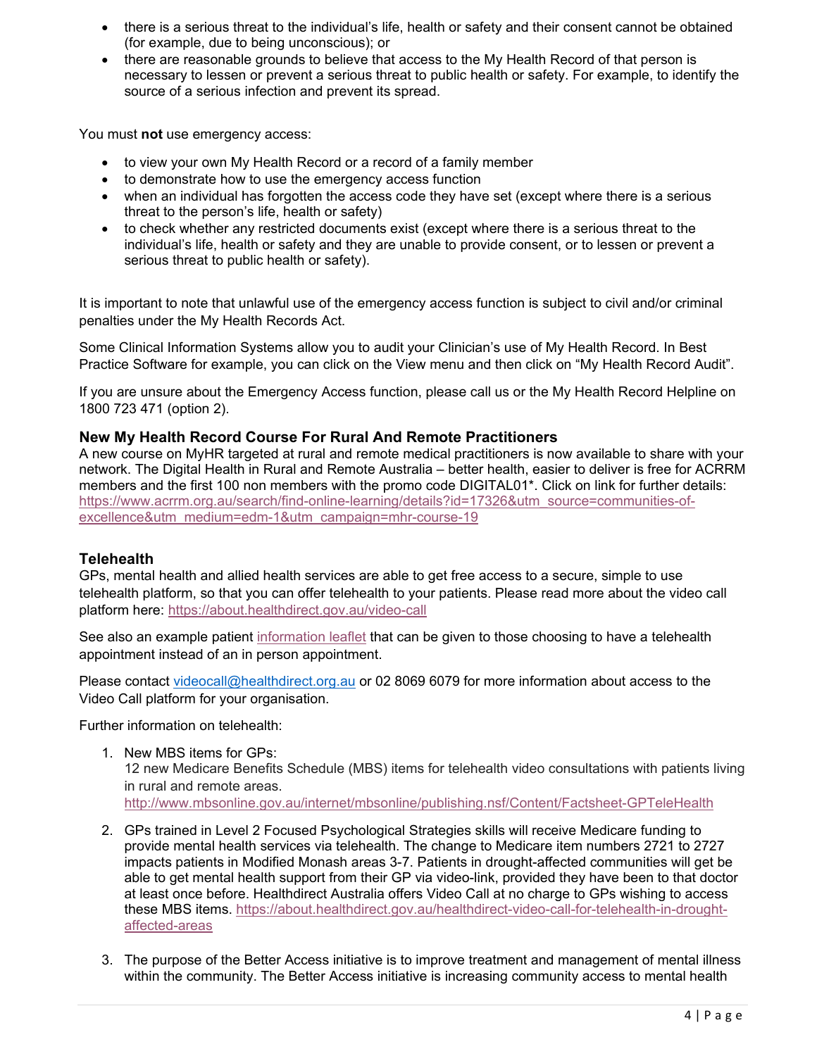- there is a serious threat to the individual's life, health or safety and their consent cannot be obtained (for example, due to being unconscious); or
- there are reasonable grounds to believe that access to the My Health Record of that person is necessary to lessen or prevent a serious threat to public health or safety. For example, to identify the source of a serious infection and prevent its spread.

You must **not** use emergency access:

- to view your own My Health Record or a record of a family member
- to demonstrate how to use the emergency access function
- when an individual has forgotten the access code they have set (except where there is a serious threat to the person's life, health or safety)
- to check whether any restricted documents exist (except where there is a serious threat to the individual's life, health or safety and they are unable to provide consent, or to lessen or prevent a serious threat to public health or safety).

It is important to note that unlawful use of the emergency access function is subject to civil and/or criminal penalties under the My Health Records Act.

Some Clinical Information Systems allow you to audit your Clinician's use of My Health Record. In Best Practice Software for example, you can click on the View menu and then click on "My Health Record Audit".

If you are unsure about the Emergency Access function, please call us or the My Health Record Helpline on 1800 723 471 (option 2).

### New My Health Record Course For Rural And Remote Practitioners

A new course on MyHR targeted at rural and remote medical practitioners is now available to share with your network. The Digital Health in Rural and Remote Australia – better health, easier to deliver is free for ACRRM members and the first 100 non members with the promo code DIGITAL01*. Click on link for further details: https://www.acrrm.org.au/search/find-online-learning/details?id=17326&utm_source=communities-of-excellence&utm_medium=edm-1&utm_campaign=mhr-course-19

### Telehealth

GPs, mental health and allied health services are able to get free access to a secure, simple to use telehealth platform, so that you can offer telehealth to your patients. Please read more about the video call platform here: https://about.healthdirect.gov.au/video-call

See also an example patient information leaflet that can be given to those choosing to have a telehealth appointment instead of an in person appointment.

Please contact videocall@healthdirect.org.au or 02 8069 6079 for more information about access to the Video Call platform for your organisation.

Further information on telehealth:

1. New MBS items for GPs:
   12 new Medicare Benefits Schedule (MBS) items for telehealth video consultations with patients living in rural and remote areas.
   http://www.mbsonline.gov.au/internet/mbsonline/publishing.nsf/Content/Factsheet-GPTeleHealth

2. GPs trained in Level 2 Focused Psychological Strategies skills will receive Medicare funding to provide mental health services via telehealth. The change to Medicare item numbers 2721 to 2727 impacts patients in Modified Monash areas 3-7. Patients in drought-affected communities will get be able to get mental health support from their GP via video-link, provided they have been to that doctor at least once before. Healthdirect Australia offers Video Call at no charge to GPs wishing to access these MBS items. https://about.healthdirect.gov.au/healthdirect-video-call-for-telehealth-in-drought-affected-areas

3. The purpose of the Better Access initiative is to improve treatment and management of mental illness within the community. The Better Access initiative is increasing community access to mental health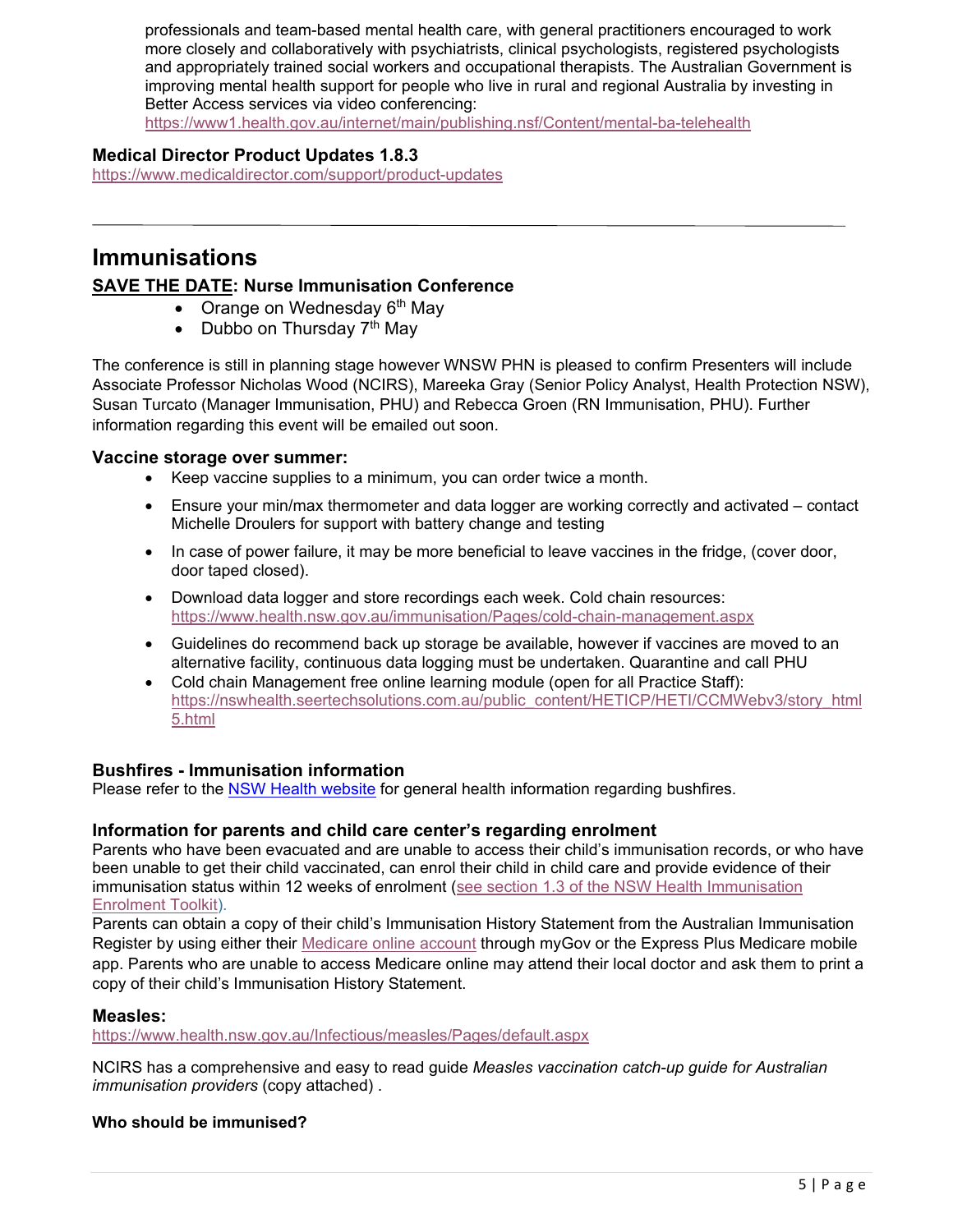professionals and team-based mental health care, with general practitioners encouraged to work more closely and collaboratively with psychiatrists, clinical psychologists, registered psychologists and appropriately trained social workers and occupational therapists. The Australian Government is improving mental health support for people who live in rural and regional Australia by investing in Better Access services via video conferencing: https://www1.health.gov.au/internet/main/publishing.nsf/Content/mental-ba-telehealth

### Medical Director Product Updates 1.8.3

https://www.medicaldirector.com/support/product-updates

---

## Immunisations

### SAVE THE DATE: Nurse Immunisation Conference

- Orange on Wednesday 6th May
- Dubbo on Thursday 7th May

The conference is still in planning stage however WNSW PHN is pleased to confirm Presenters will include Associate Professor Nicholas Wood (NCIRS), Mareeka Gray (Senior Policy Analyst, Health Protection NSW), Susan Turcato (Manager Immunisation, PHU) and Rebecca Groen (RN Immunisation, PHU). Further information regarding this event will be emailed out soon.

### Vaccine storage over summer:

- Keep vaccine supplies to a minimum, you can order twice a month.
- Ensure your min/max thermometer and data logger are working correctly and activated – contact Michelle Droulers for support with battery change and testing
- In case of power failure, it may be more beneficial to leave vaccines in the fridge, (cover door, door taped closed).
- Download data logger and store recordings each week. Cold chain resources: https://www.health.nsw.gov.au/immunisation/Pages/cold-chain-management.aspx
- Guidelines do recommend back up storage be available, however if vaccines are moved to an alternative facility, continuous data logging must be undertaken. Quarantine and call PHU
- Cold chain Management free online learning module (open for all Practice Staff): https://nswhealth.seertechsolutions.com.au/public_content/HETICP/HETI/CCMWebv3/story_html5.html

### Bushfires - Immunisation information

Please refer to the NSW Health website for general health information regarding bushfires.

### Information for parents and child care center's regarding enrolment

Parents who have been evacuated and are unable to access their child's immunisation records, or who have been unable to get their child vaccinated, can enrol their child in child care and provide evidence of their immunisation status within 12 weeks of enrolment (see section 1.3 of the NSW Health Immunisation Enrolment Toolkit).

Parents can obtain a copy of their child's Immunisation History Statement from the Australian Immunisation Register by using either their Medicare online account through myGov or the Express Plus Medicare mobile app. Parents who are unable to access Medicare online may attend their local doctor and ask them to print a copy of their child's Immunisation History Statement.

### Measles:

https://www.health.nsw.gov.au/Infectious/measles/Pages/default.aspx

NCIRS has a comprehensive and easy to read guide *Measles vaccination catch-up guide for Australian immunisation providers* (copy attached) .

**Who should be immunised?**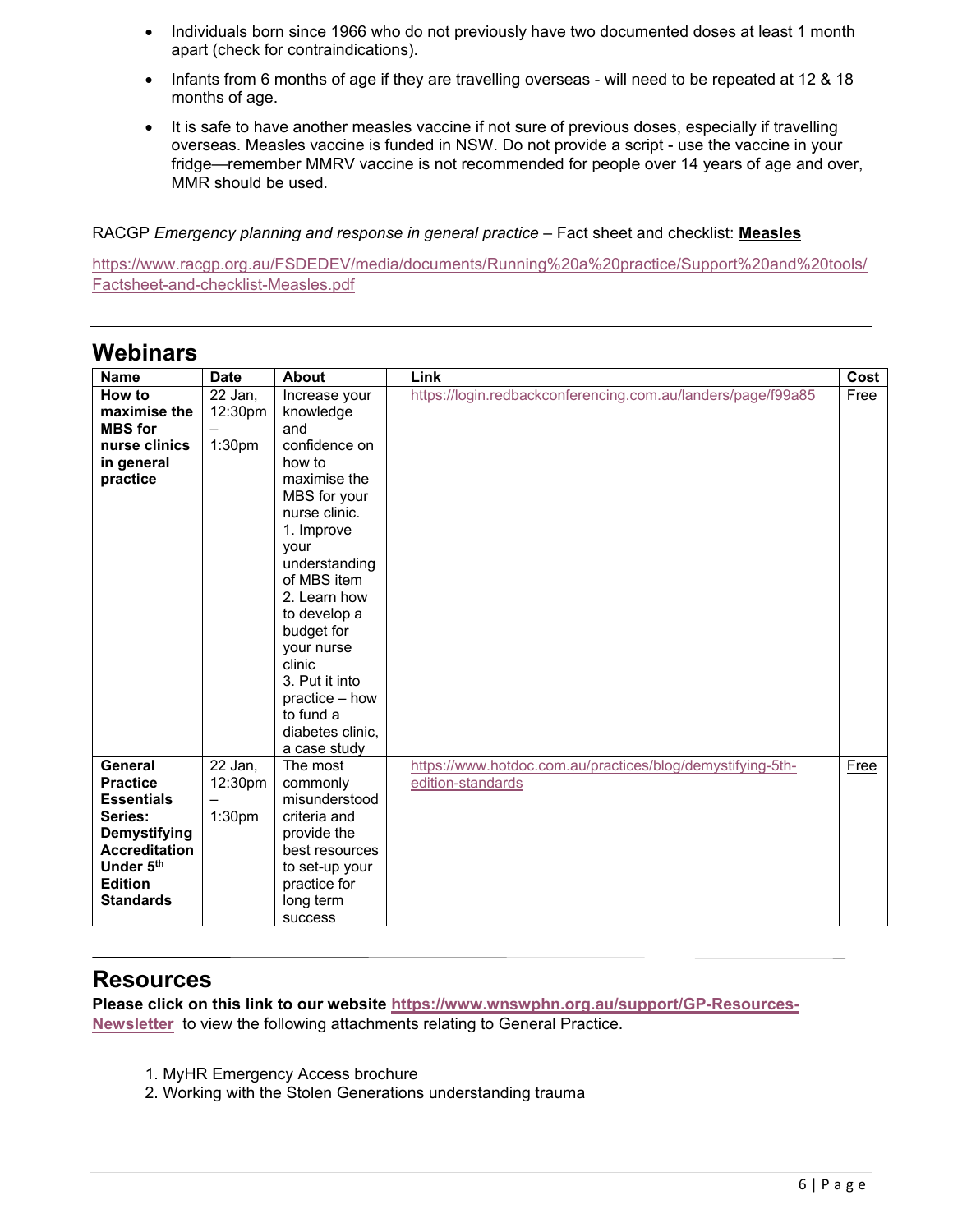- Individuals born since 1966 who do not previously have two documented doses at least 1 month apart (check for contraindications).
- Infants from 6 months of age if they are travelling overseas - will need to be repeated at 12 & 18 months of age.
- It is safe to have another measles vaccine if not sure of previous doses, especially if travelling overseas. Measles vaccine is funded in NSW. Do not provide a script - use the vaccine in your fridge—remember MMRV vaccine is not recommended for people over 14 years of age and over, MMR should be used.

RACGP *Emergency planning and response in general practice* – Fact sheet and checklist: **Measles**

https://www.racgp.org.au/FSDEDEV/media/documents/Running%20a%20practice/Support%20and%20tools/Factsheet-and-checklist-Measles.pdf

## Webinars

| Name | Date | About | | Link | Cost |
|---|---|---|---|---|---|
| **How to maximise the MBS for nurse clinics in general practice** | 22 Jan, 12:30pm – 1:30pm | Increase your knowledge and confidence on how to maximise the MBS for your nurse clinic. 1. Improve your understanding of MBS item 2. Learn how to develop a budget for your nurse clinic 3. Put it into practice – how to fund a diabetes clinic, a case study | | https://login.redbackconferencing.com.au/landers/page/f99a85 | Free |
| **General Practice Essentials Series: Demystifying Accreditation Under 5th Edition Standards** | 22 Jan, 12:30pm – 1:30pm | The most commonly misunderstood criteria and provide the best resources to set-up your practice for long term success | | https://www.hotdoc.com.au/practices/blog/demystifying-5th-edition-standards | Free |

## Resources

**Please click on this link to our website https://www.wnswphn.org.au/support/GP-Resources-Newsletter** to view the following attachments relating to General Practice.

1. MyHR Emergency Access brochure
2. Working with the Stolen Generations understanding trauma